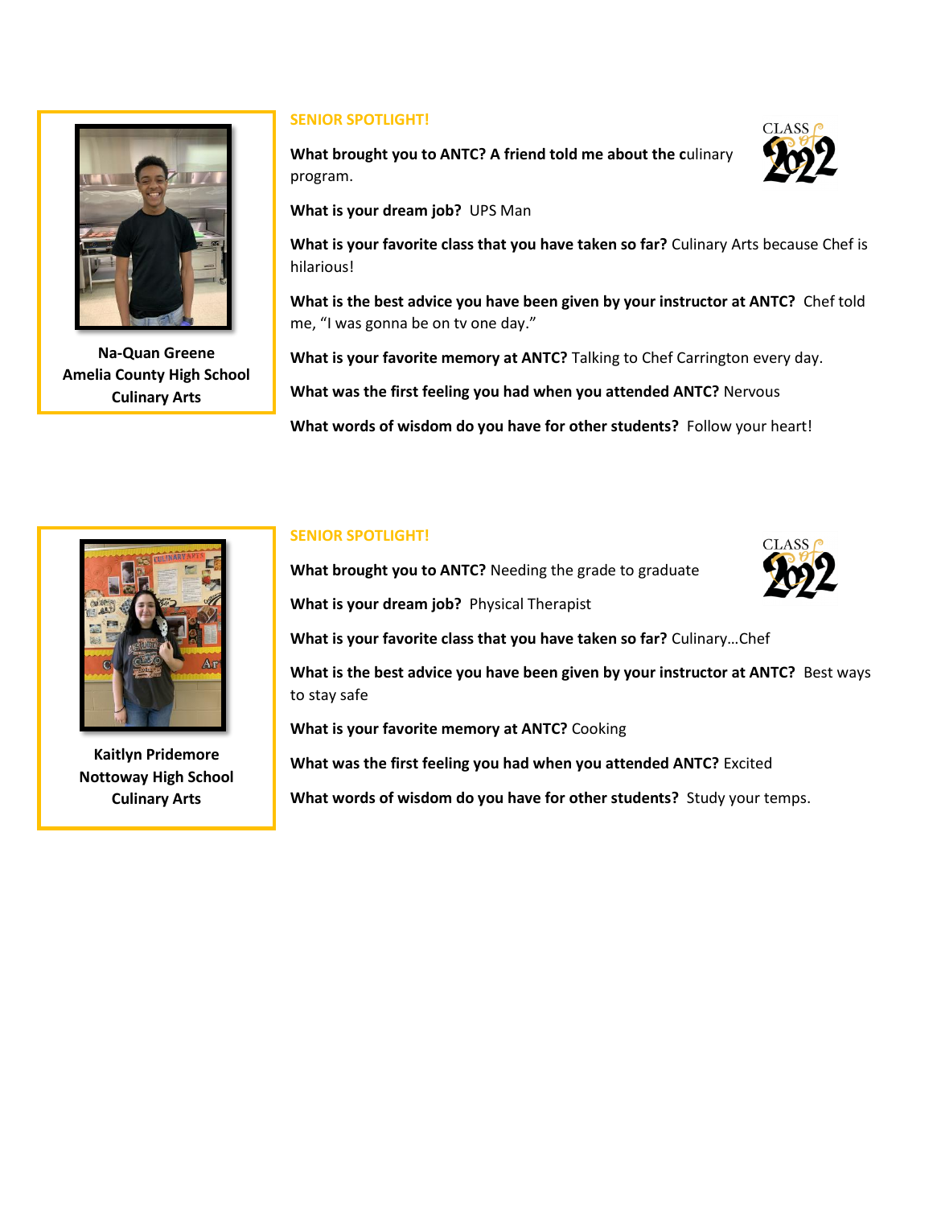Na-Quan Greene
Amelia County High School
Culinary Arts

## SENIOR SPOTLIGHT!

CLASS of 2022

**What brought you to ANTC? A friend told me about the c**ulinary program.

**What is your dream job?** UPS Man

**What is your favorite class that you have taken so far?** Culinary Arts because Chef is hilarious!

**What is the best advice you have been given by your instructor at ANTC?** Chef told me, "I was gonna be on tv one day."

**What is your favorite memory at ANTC?** Talking to Chef Carrington every day.

**What was the first feeling you had when you attended ANTC?** Nervous

**What words of wisdom do you have for other students?** Follow your heart!

Kaitlyn Pridemore
Nottoway High School
Culinary Arts

## SENIOR SPOTLIGHT!

CLASS of 2022

**What brought you to ANTC?** Needing the grade to graduate

**What is your dream job?** Physical Therapist

**What is your favorite class that you have taken so far?** Culinary…Chef

**What is the best advice you have been given by your instructor at ANTC?** Best ways to stay safe

**What is your favorite memory at ANTC?** Cooking

**What was the first feeling you had when you attended ANTC?** Excited

**What words of wisdom do you have for other students?** Study your temps.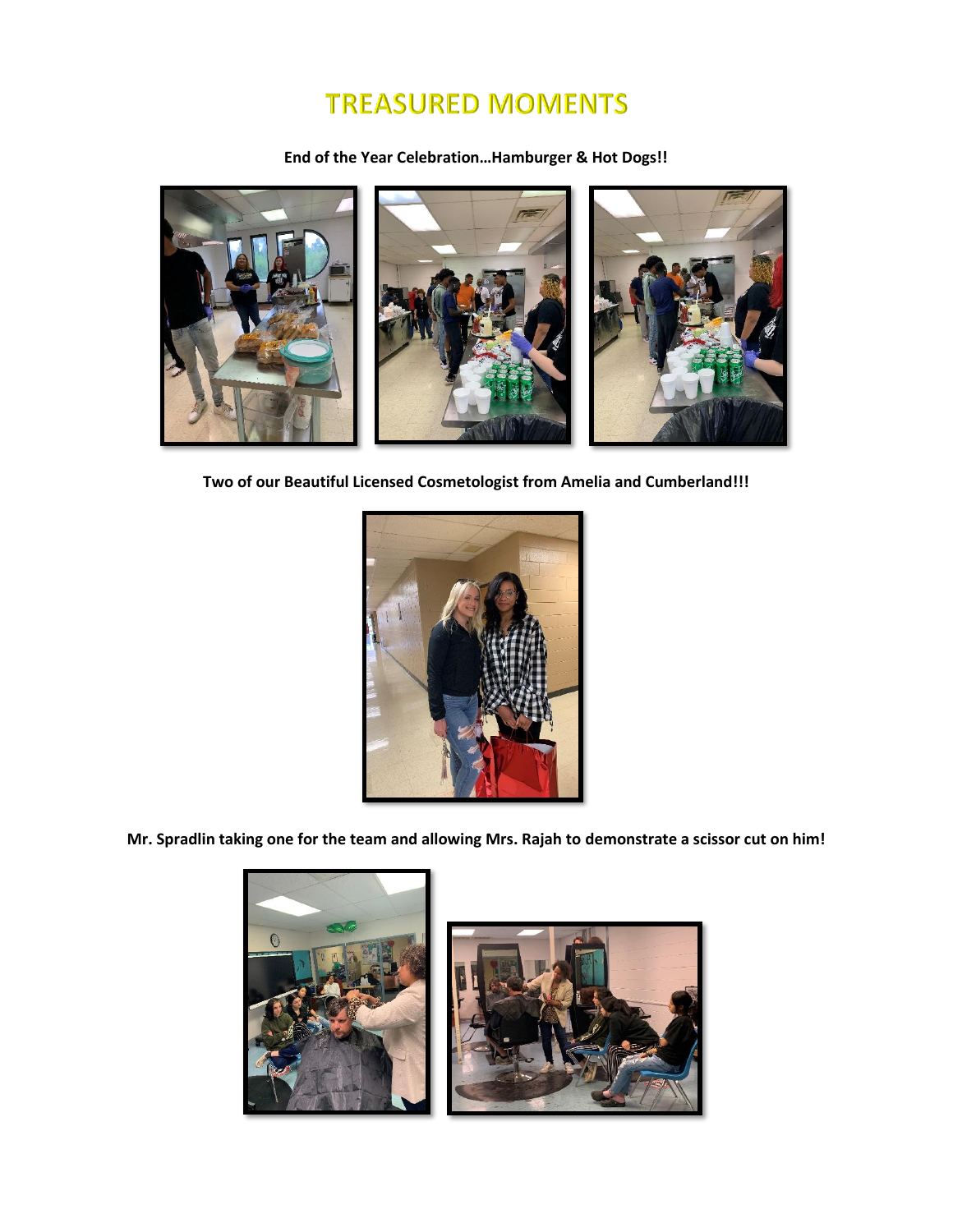# TREASURED MOMENTS

**End of the Year Celebration…Hamburger & Hot Dogs!!**

**Two of our Beautiful Licensed Cosmetologist from Amelia and Cumberland!!!**

**Mr. Spradlin taking one for the team and allowing Mrs. Rajah to demonstrate a scissor cut on him!**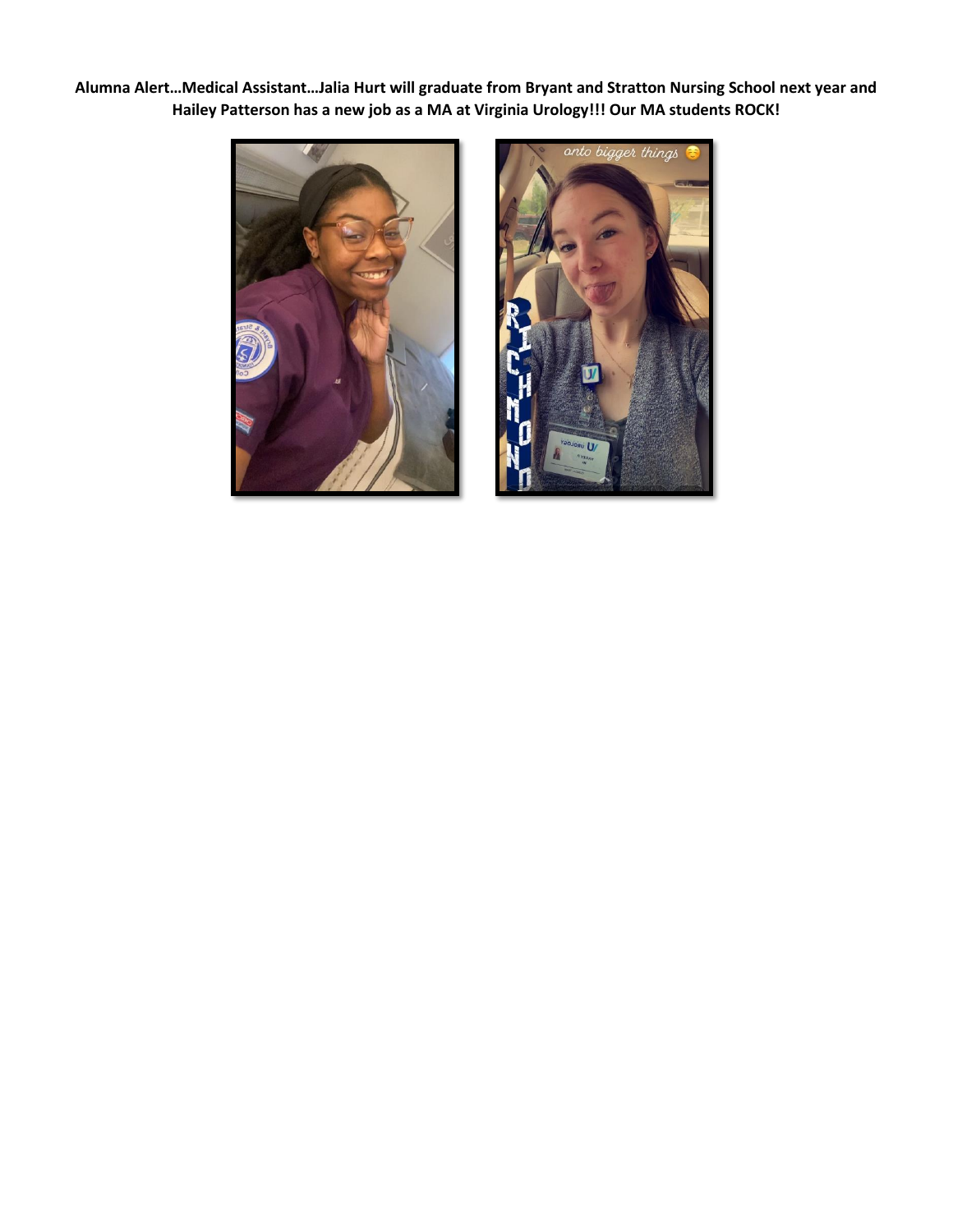**Alumna Alert…Medical Assistant…Jalia Hurt will graduate from Bryant and Stratton Nursing School next year and Hailey Patterson has a new job as a MA at Virginia Urology!!! Our MA students ROCK!**